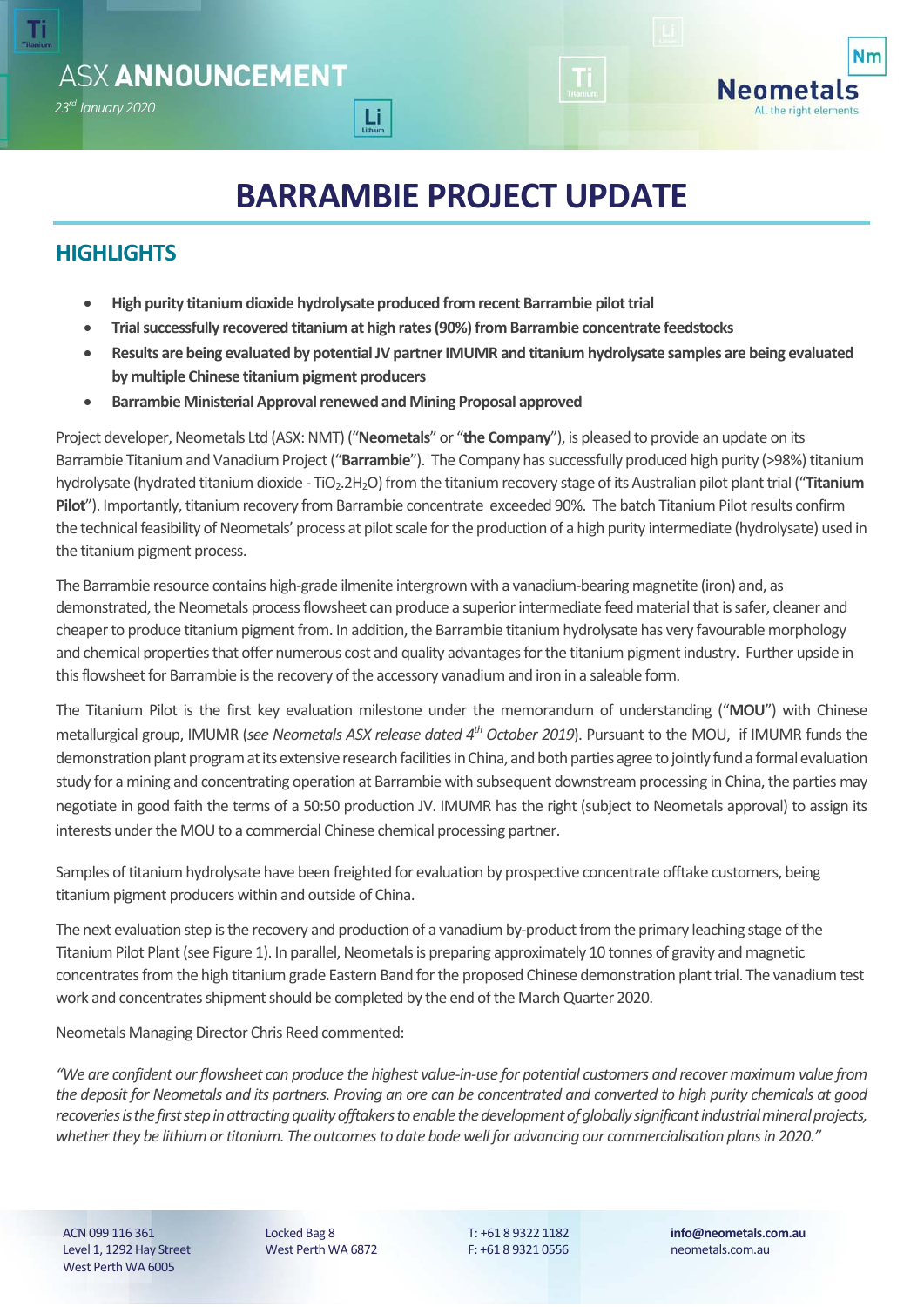ASX **ANNOUNCEMENT**

*23rd January 2020*

# BARRAMBIE PROJECT UPDATE

## HIGHLIGHTS

- **High purity titanium dioxide hydrolysate produced from recent Barrambie pilot trial**
- **Trial successfully recovered titanium at high rates (90%) from Barrambie concentrate feedstocks**
- **Results are being evaluated by potential JV partner IMUMR and titanium hydrolysate samples are being evaluated by multiple Chinese titanium pigment producers**
- **Barrambie Ministerial Approval renewed and Mining Proposal approved**

Project developer, Neometals Ltd (ASX: NMT) ("**Neometals**" or "**the Company**"), is pleased to provide an update on its Barrambie Titanium and Vanadium Project ("**Barrambie**"). The Company has successfully produced high purity (>98%) titanium hydrolysate (hydrated titanium dioxide - $TiO_2.2H_2O$) from the titanium recovery stage of its Australian pilot plant trial ("**Titanium Pilot**"). Importantly, titanium recovery from Barrambie concentrate exceeded 90%. The batch Titanium Pilot results confirm the technical feasibility of Neometals' process at pilot scale for the production of a high purity intermediate (hydrolysate) used in the titanium pigment process.

The Barrambie resource contains high-grade ilmenite intergrown with a vanadium-bearing magnetite (iron) and, as demonstrated, the Neometals process flowsheet can produce a superior intermediate feed material that is safer, cleaner and cheaper to produce titanium pigment from. In addition, the Barrambie titanium hydrolysate has very favourable morphology and chemical properties that offer numerous cost and quality advantages for the titanium pigment industry. Further upside in this flowsheet for Barrambie is the recovery of the accessory vanadium and iron in a saleable form.

The Titanium Pilot is the first key evaluation milestone under the memorandum of understanding ("**MOU**") with Chinese metallurgical group, IMUMR (*see Neometals ASX release dated 4th October 2019*). Pursuant to the MOU, if IMUMR funds the demonstration plant program at its extensive research facilities in China, and both parties agree to jointly fund a formal evaluation study for a mining and concentrating operation at Barrambie with subsequent downstream processing in China, the parties may negotiate in good faith the terms of a 50:50 production JV. IMUMR has the right (subject to Neometals approval) to assign its interests under the MOU to a commercial Chinese chemical processing partner.

Samples of titanium hydrolysate have been freighted for evaluation by prospective concentrate offtake customers, being titanium pigment producers within and outside of China.

The next evaluation step is the recovery and production of a vanadium by-product from the primary leaching stage of the Titanium Pilot Plant (see Figure 1). In parallel, Neometals is preparing approximately 10 tonnes of gravity and magnetic concentrates from the high titanium grade Eastern Band for the proposed Chinese demonstration plant trial. The vanadium test work and concentrates shipment should be completed by the end of the March Quarter 2020.

Neometals Managing Director Chris Reed commented:

*"We are confident our flowsheet can produce the highest value-in-use for potential customers and recover maximum value from the deposit for Neometals and its partners. Proving an ore can be concentrated and converted to high purity chemicals at good recoveries is the first step in attracting quality offtakers to enable the development of globally significant industrial mineral projects, whether they be lithium or titanium. The outcomes to date bode well for advancing our commercialisation plans in 2020."*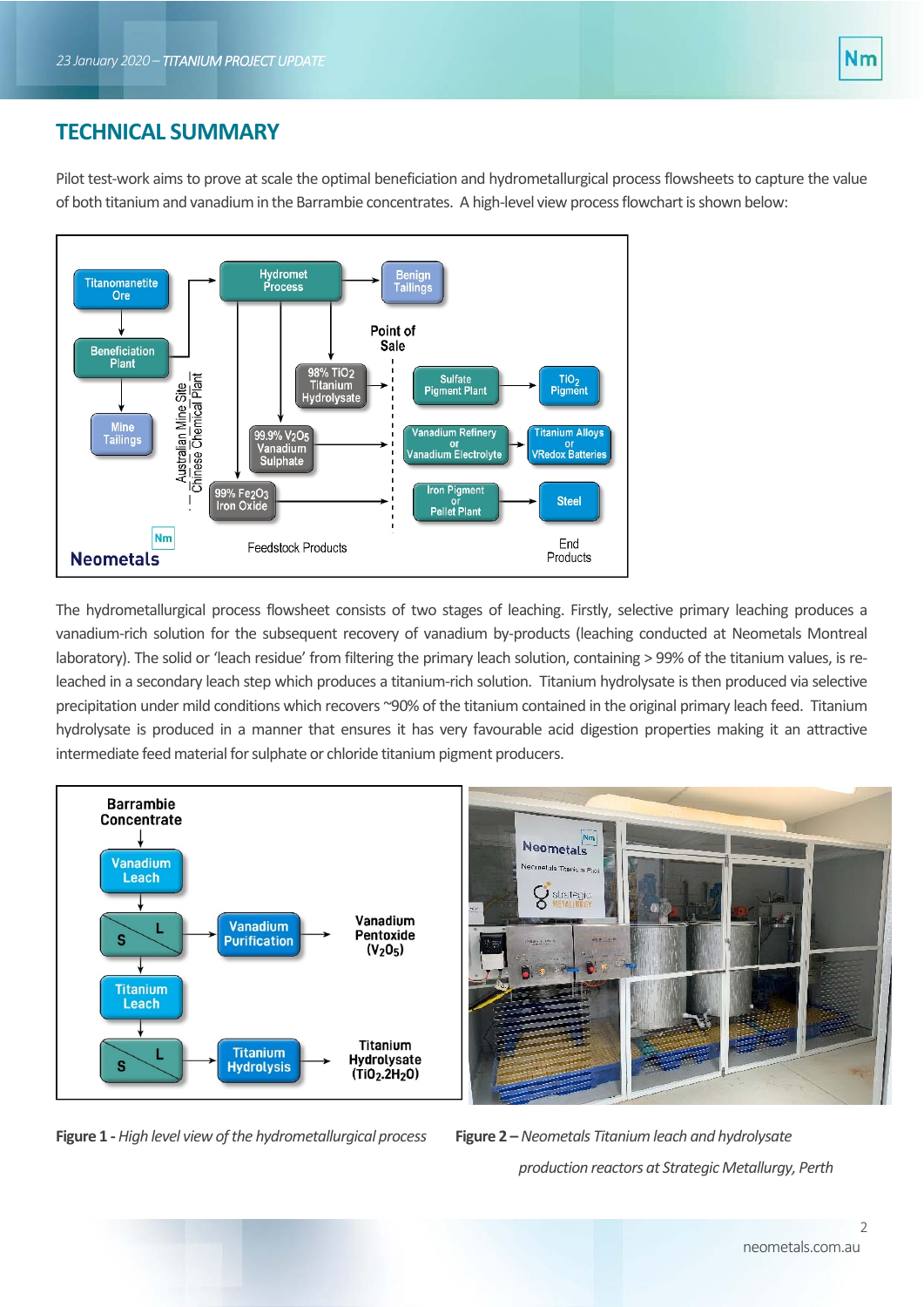## TECHNICAL SUMMARY

Pilot test-work aims to prove at scale the optimal beneficiation and hydrometallurgical process flowsheets to capture the value of both titanium and vanadium in the Barrambie concentrates. A high-level view process flowchart is shown below:

Titanomanetite Ore
Beneficiation Plant
Mine Tailings
Hydromet Process
Benign Tailings
Australian Mine Site
Chinese Chemical Plant
98% $TiO_2$ Titanium Hydrolysate
99.9% $V_2O_5$ Vanadium Sulphate
99% $Fe_2O_3$ Iron Oxide
Point of Sale
Sulfate Pigment Plant
$TiO_2$ Pigment
Vanadium Refinery or Vanadium Electrolyte
Titanium Alloys or VRedox Batteries
Iron Pigment or Pellet Plant
Steel
Neometals
Feedstock Products
End Products

The hydrometallurgical process flowsheet consists of two stages of leaching. Firstly, selective primary leaching produces a vanadium-rich solution for the subsequent recovery of vanadium by-products (leaching conducted at Neometals Montreal laboratory). The solid or 'leach residue' from filtering the primary leach solution, containing > 99% of the titanium values, is re-leached in a secondary leach step which produces a titanium-rich solution. Titanium hydrolysate is then produced via selective precipitation under mild conditions which recovers ~90% of the titanium contained in the original primary leach feed. Titanium hydrolysate is produced in a manner that ensures it has very favourable acid digestion properties making it an attractive intermediate feed material for sulphate or chloride titanium pigment producers.

Barrambie Concentrate
Vanadium Leach
S L
Vanadium Purification
Vanadium Pentoxide ($V_2O_5$)
Titanium Leach
S L
Titanium Hydrolysis
Titanium Hydrolysate ($TiO_2.2H_2O$)

**Figure 1 -** *High level view of the hydrometallurgical process*

**Figure 2 –** *Neometals Titanium leach and hydrolysate production reactors at Strategic Metallurgy, Perth*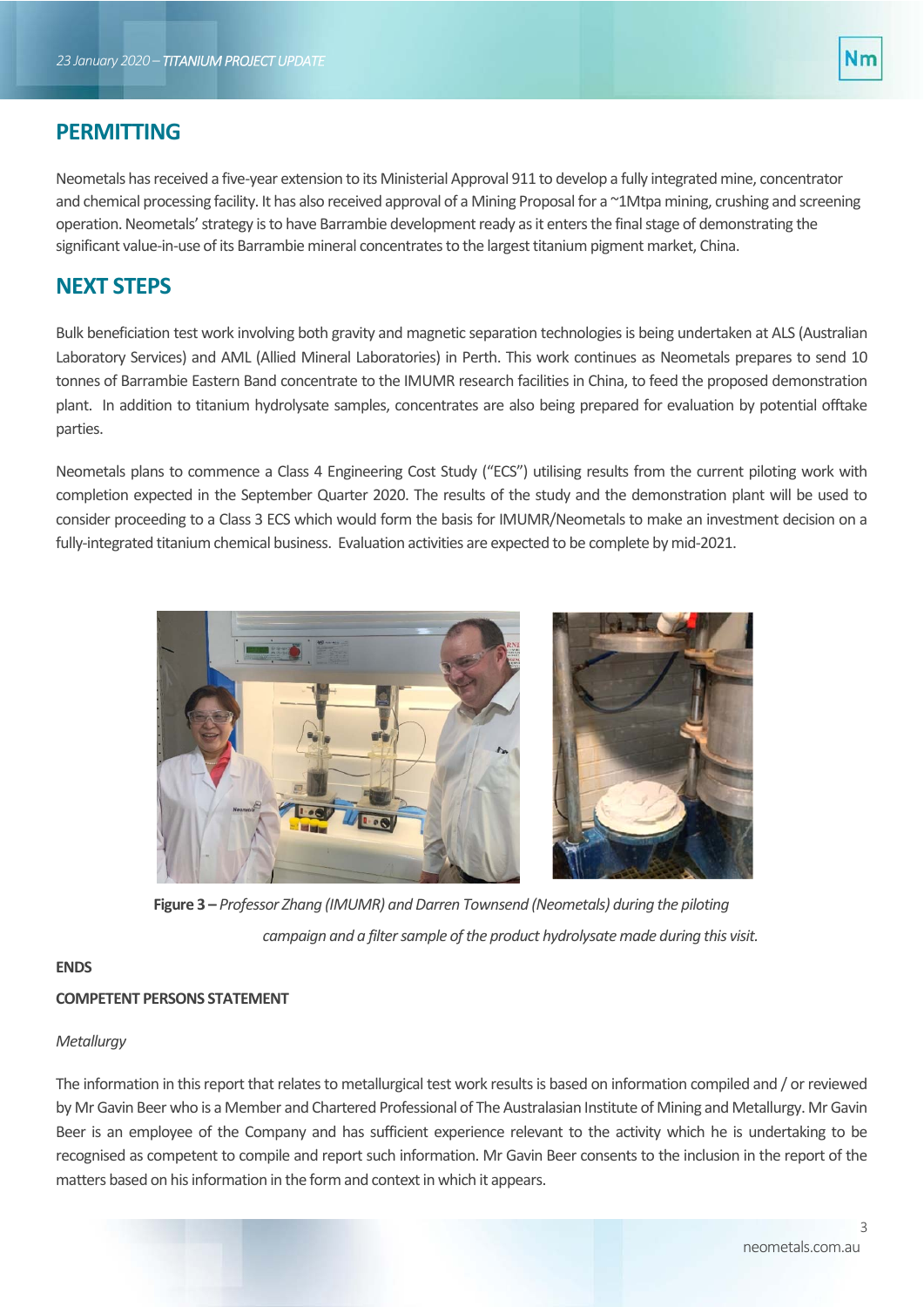## PERMITTING

Neometals has received a five-year extension to its Ministerial Approval 911 to develop a fully integrated mine, concentrator and chemical processing facility. It has also received approval of a Mining Proposal for a ~1Mtpa mining, crushing and screening operation. Neometals' strategy is to have Barrambie development ready as it enters the final stage of demonstrating the significant value-in-use of its Barrambie mineral concentrates to the largest titanium pigment market, China.

## NEXT STEPS

Bulk beneficiation test work involving both gravity and magnetic separation technologies is being undertaken at ALS (Australian Laboratory Services) and AML (Allied Mineral Laboratories) in Perth. This work continues as Neometals prepares to send 10 tonnes of Barrambie Eastern Band concentrate to the IMUMR research facilities in China, to feed the proposed demonstration plant. In addition to titanium hydrolysate samples, concentrates are also being prepared for evaluation by potential offtake parties.

Neometals plans to commence a Class 4 Engineering Cost Study ("ECS") utilising results from the current piloting work with completion expected in the September Quarter 2020. The results of the study and the demonstration plant will be used to consider proceeding to a Class 3 ECS which would form the basis for IMUMR/Neometals to make an investment decision on a fully-integrated titanium chemical business. Evaluation activities are expected to be complete by mid-2021.

**Figure 3 –** *Professor Zhang (IMUMR) and Darren Townsend (Neometals) during the piloting campaign and a filter sample of the product hydrolysate made during this visit.*

**ENDS**

**COMPETENT PERSONS STATEMENT**

*Metallurgy*

The information in this report that relates to metallurgical test work results is based on information compiled and / or reviewed by Mr Gavin Beer who is a Member and Chartered Professional of The Australasian Institute of Mining and Metallurgy. Mr Gavin Beer is an employee of the Company and has sufficient experience relevant to the activity which he is undertaking to be recognised as competent to compile and report such information. Mr Gavin Beer consents to the inclusion in the report of the matters based on his information in the form and context in which it appears.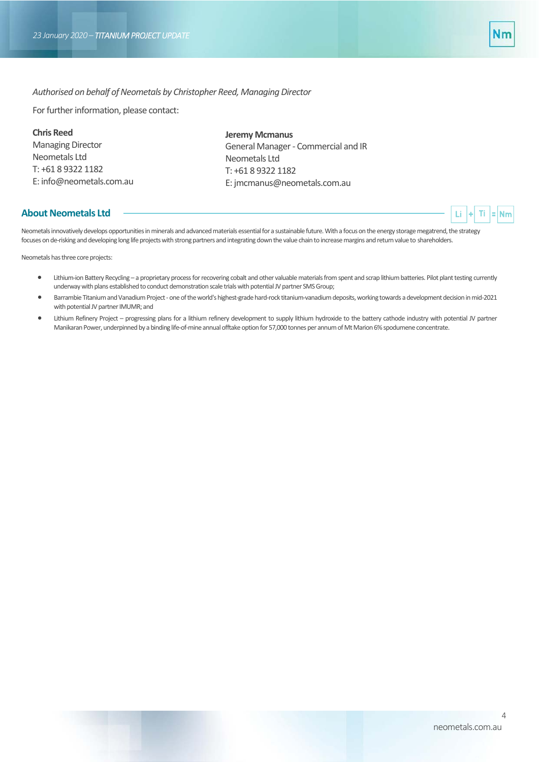*Authorised on behalf of Neometals by Christopher Reed, Managing Director*

For further information, please contact:

**Chris Reed**
Managing Director
Neometals Ltd
T: +61 8 9322 1182
E: info@neometals.com.au

**Jeremy Mcmanus**
General Manager - Commercial and IR
Neometals Ltd
T: +61 8 9322 1182
E: jmcmanus@neometals.com.au

## About Neometals Ltd

Neometals innovatively develops opportunities in minerals and advanced materials essential for a sustainable future. With a focus on the energy storage megatrend, the strategy focuses on de-risking and developing long life projects with strong partners and integrating down the value chain to increase margins and return value to shareholders.

Neometals has three core projects:

- Lithium-ion Battery Recycling – a proprietary process for recovering cobalt and other valuable materials from spent and scrap lithium batteries. Pilot plant testing currently underway with plans established to conduct demonstration scale trials with potential JV partner SMS Group;
- Barrambie Titanium and Vanadium Project - one of the world's highest-grade hard-rock titanium-vanadium deposits, working towards a development decision in mid-2021 with potential JV partner IMUMR; and
- Lithium Refinery Project – progressing plans for a lithium refinery development to supply lithium hydroxide to the battery cathode industry with potential JV partner Manikaran Power, underpinned by a binding life-of-mine annual offtake option for 57,000 tonnes per annum of Mt Marion 6% spodumene concentrate.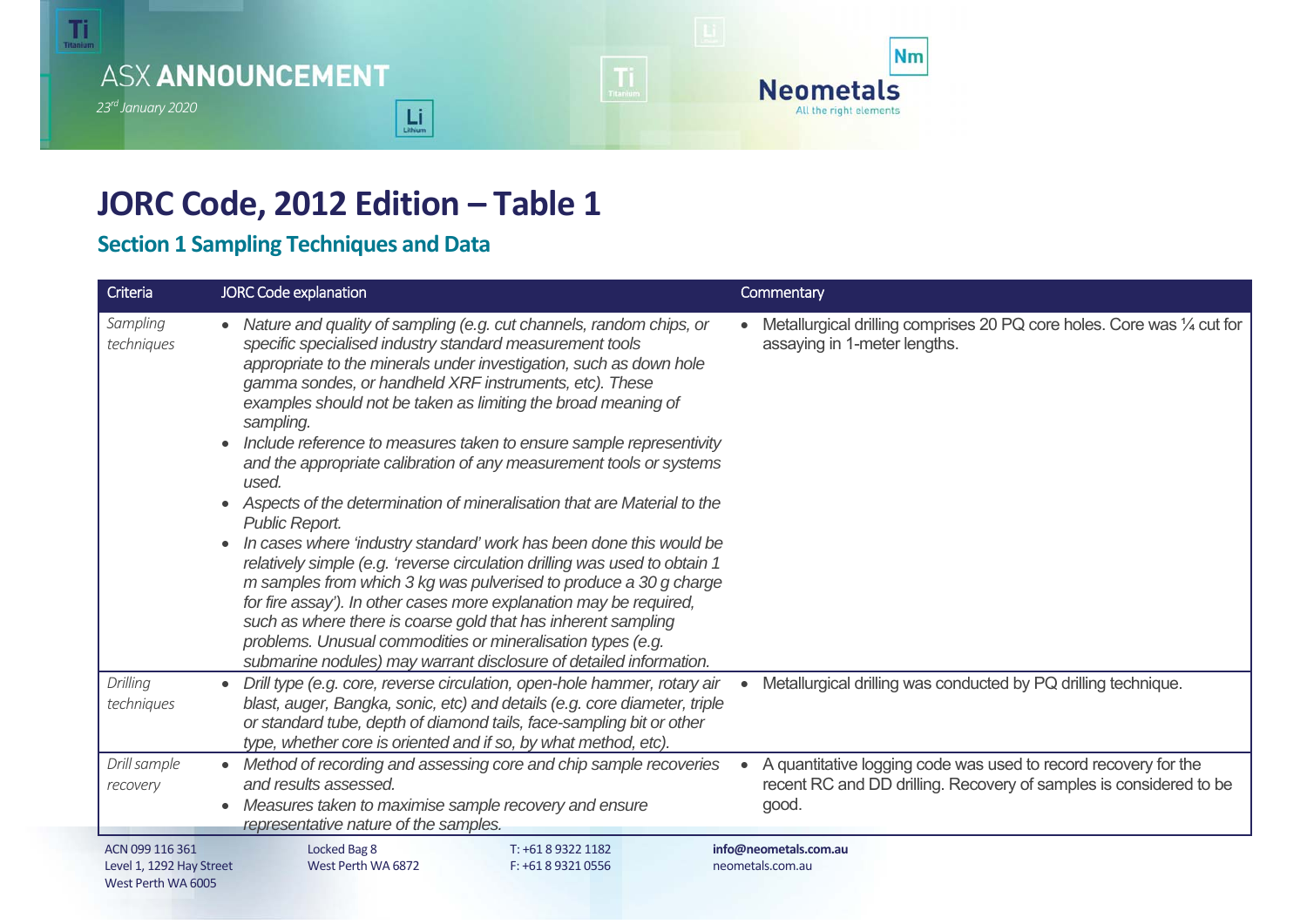# JORC Code, 2012 Edition – Table 1

## Section 1 Sampling Techniques and Data

| Criteria | JORC Code explanation | Commentary |
|---|---|---|
| *Sampling techniques* | • *Nature and quality of sampling (e.g. cut channels, random chips, or specific specialised industry standard measurement tools appropriate to the minerals under investigation, such as down hole gamma sondes, or handheld XRF instruments, etc). These examples should not be taken as limiting the broad meaning of sampling.*<br>• *Include reference to measures taken to ensure sample representivity and the appropriate calibration of any measurement tools or systems used.*<br>• *Aspects of the determination of mineralisation that are Material to the Public Report.*<br>• *In cases where 'industry standard' work has been done this would be relatively simple (e.g. 'reverse circulation drilling was used to obtain 1 m samples from which 3 kg was pulverised to produce a 30 g charge for fire assay'). In other cases more explanation may be required, such as where there is coarse gold that has inherent sampling problems. Unusual commodities or mineralisation types (e.g. submarine nodules) may warrant disclosure of detailed information.* | • Metallurgical drilling comprises 20 PQ core holes. Core was ¼ cut for assaying in 1-meter lengths. |
| *Drilling techniques* | • *Drill type (e.g. core, reverse circulation, open-hole hammer, rotary air blast, auger, Bangka, sonic, etc) and details (e.g. core diameter, triple or standard tube, depth of diamond tails, face-sampling bit or other type, whether core is oriented and if so, by what method, etc).* | • Metallurgical drilling was conducted by PQ drilling technique. |
| *Drill sample recovery* | • *Method of recording and assessing core and chip sample recoveries and results assessed.*<br>• *Measures taken to maximise sample recovery and ensure representative nature of the samples.* | • A quantitative logging code was used to record recovery for the recent RC and DD drilling. Recovery of samples is considered to be good. |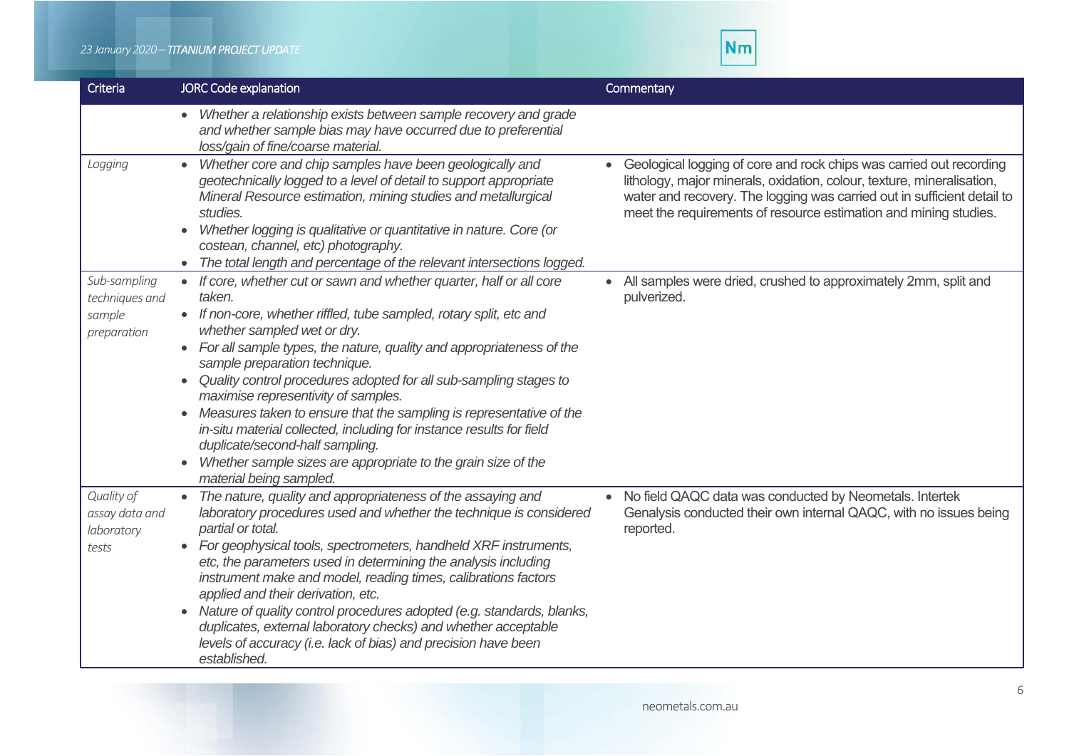| Criteria | JORC Code explanation | Commentary |
|---|---|---|
| | • *Whether a relationship exists between sample recovery and grade and whether sample bias may have occurred due to preferential loss/gain of fine/coarse material.* | |
| *Logging* | • *Whether core and chip samples have been geologically and geotechnically logged to a level of detail to support appropriate Mineral Resource estimation, mining studies and metallurgical studies.*<br>• *Whether logging is qualitative or quantitative in nature. Core (or costean, channel, etc) photography.*<br>• *The total length and percentage of the relevant intersections logged.* | • Geological logging of core and rock chips was carried out recording lithology, major minerals, oxidation, colour, texture, mineralisation, water and recovery. The logging was carried out in sufficient detail to meet the requirements of resource estimation and mining studies. |
| *Sub-sampling techniques and sample preparation* | • *If core, whether cut or sawn and whether quarter, half or all core taken.*<br>• *If non-core, whether riffled, tube sampled, rotary split, etc and whether sampled wet or dry.*<br>• *For all sample types, the nature, quality and appropriateness of the sample preparation technique.*<br>• *Quality control procedures adopted for all sub-sampling stages to maximise representivity of samples.*<br>• *Measures taken to ensure that the sampling is representative of the in-situ material collected, including for instance results for field duplicate/second-half sampling.*<br>• *Whether sample sizes are appropriate to the grain size of the material being sampled.* | • All samples were dried, crushed to approximately 2mm, split and pulverized. |
| *Quality of assay data and laboratory tests* | • *The nature, quality and appropriateness of the assaying and laboratory procedures used and whether the technique is considered partial or total.*<br>• *For geophysical tools, spectrometers, handheld XRF instruments, etc, the parameters used in determining the analysis including instrument make and model, reading times, calibrations factors applied and their derivation, etc.*<br>• *Nature of quality control procedures adopted (e.g. standards, blanks, duplicates, external laboratory checks) and whether acceptable levels of accuracy (i.e. lack of bias) and precision have been established.* | • No field QAQC data was conducted by Neometals. Intertek Genalysis conducted their own internal QAQC, with no issues being reported. |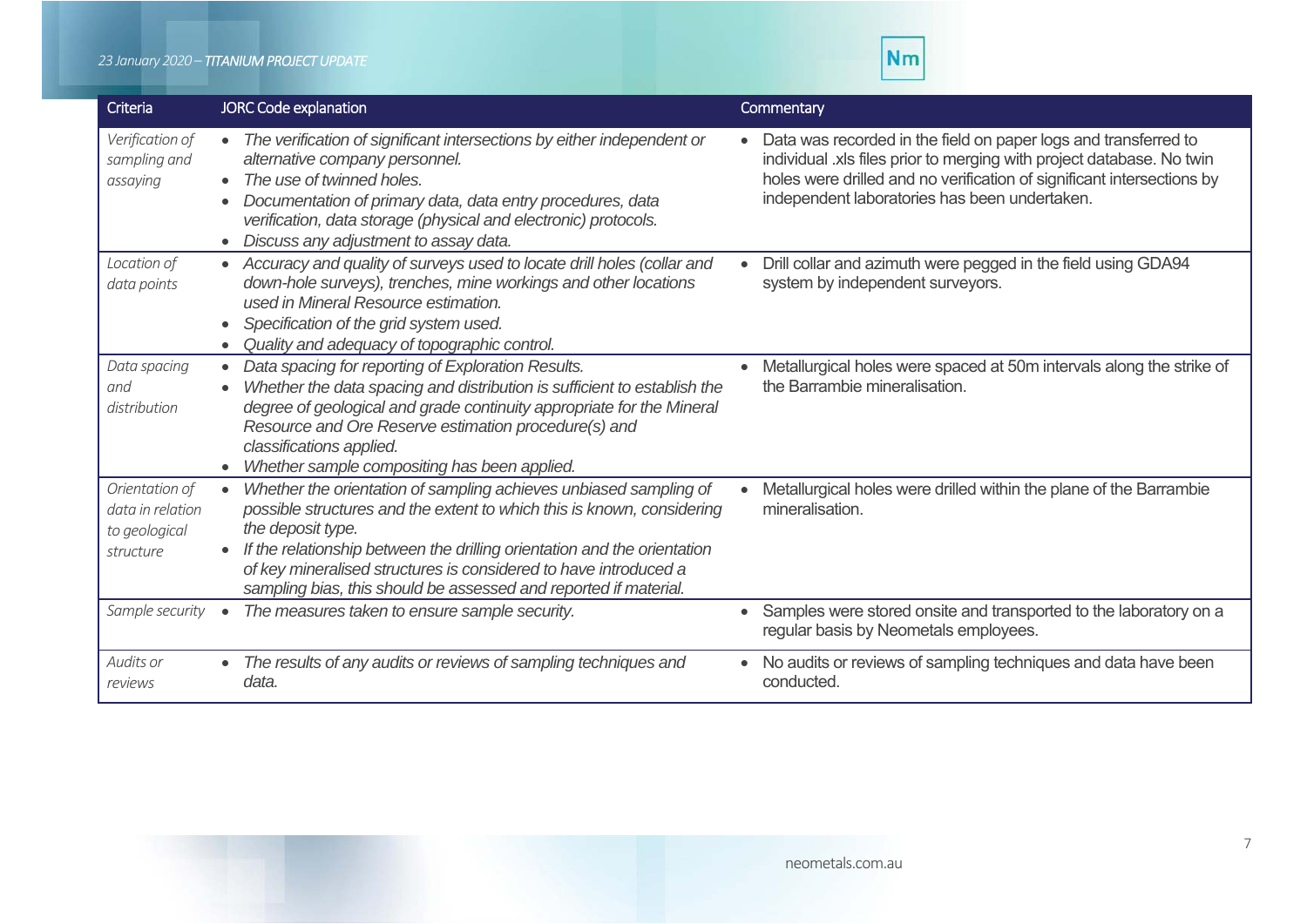| Criteria | JORC Code explanation | Commentary |
|---|---|---|
| *Verification of sampling and assaying* | • *The verification of significant intersections by either independent or alternative company personnel.*<br>• *The use of twinned holes.*<br>• *Documentation of primary data, data entry procedures, data verification, data storage (physical and electronic) protocols.*<br>• *Discuss any adjustment to assay data.* | • Data was recorded in the field on paper logs and transferred to individual .xls files prior to merging with project database. No twin holes were drilled and no verification of significant intersections by independent laboratories has been undertaken. |
| *Location of data points* | • *Accuracy and quality of surveys used to locate drill holes (collar and down-hole surveys), trenches, mine workings and other locations used in Mineral Resource estimation.*<br>• *Specification of the grid system used.*<br>• *Quality and adequacy of topographic control.* | • Drill collar and azimuth were pegged in the field using GDA94 system by independent surveyors. |
| *Data spacing and distribution* | • *Data spacing for reporting of Exploration Results.*<br>• *Whether the data spacing and distribution is sufficient to establish the degree of geological and grade continuity appropriate for the Mineral Resource and Ore Reserve estimation procedure(s) and classifications applied.*<br>• *Whether sample compositing has been applied.* | • Metallurgical holes were spaced at 50m intervals along the strike of the Barrambie mineralisation. |
| *Orientation of data in relation to geological structure* | • *Whether the orientation of sampling achieves unbiased sampling of possible structures and the extent to which this is known, considering the deposit type.*<br>• *If the relationship between the drilling orientation and the orientation of key mineralised structures is considered to have introduced a sampling bias, this should be assessed and reported if material.* | • Metallurgical holes were drilled within the plane of the Barrambie mineralisation. |
| *Sample security* | • *The measures taken to ensure sample security.* | • Samples were stored onsite and transported to the laboratory on a regular basis by Neometals employees. |
| *Audits or reviews* | • *The results of any audits or reviews of sampling techniques and data.* | • No audits or reviews of sampling techniques and data have been conducted. |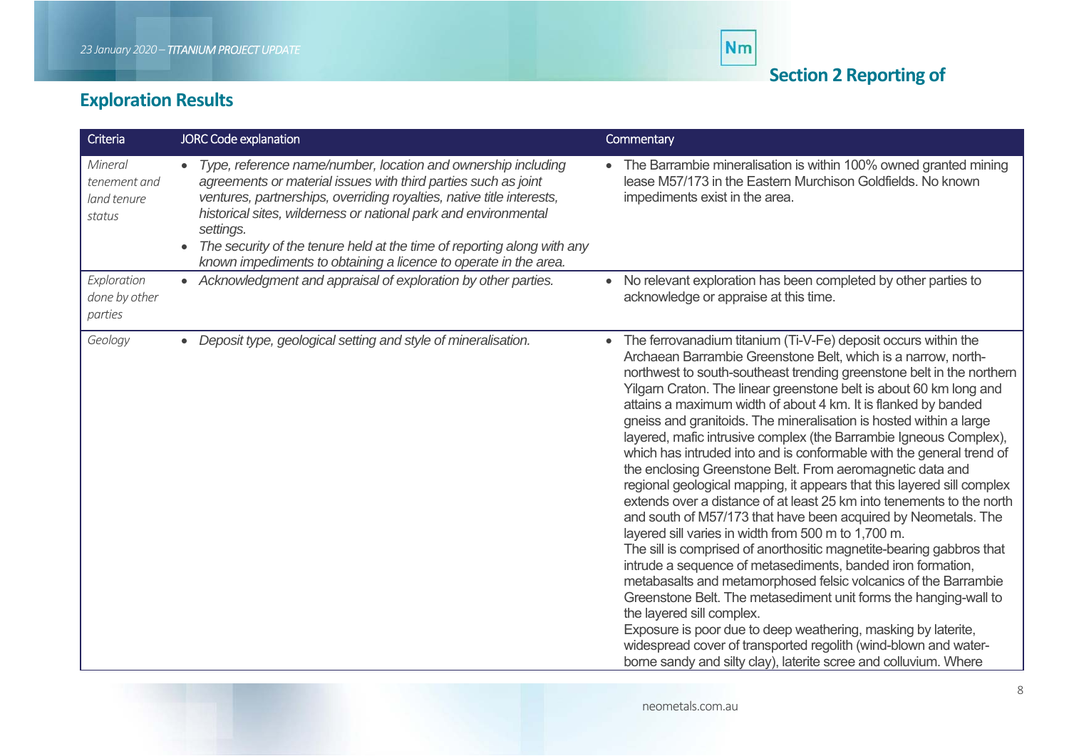## Section 2 Reporting of Exploration Results

| Criteria | JORC Code explanation | Commentary |
|---|---|---|
| *Mineral tenement and land tenure status* | • *Type, reference name/number, location and ownership including agreements or material issues with third parties such as joint ventures, partnerships, overriding royalties, native title interests, historical sites, wilderness or national park and environmental settings.*<br>• *The security of the tenure held at the time of reporting along with any known impediments to obtaining a licence to operate in the area.* | • The Barrambie mineralisation is within 100% owned granted mining lease M57/173 in the Eastern Murchison Goldfields. No known impediments exist in the area. |
| *Exploration done by other parties* | • *Acknowledgment and appraisal of exploration by other parties.* | • No relevant exploration has been completed by other parties to acknowledge or appraise at this time. |
| *Geology* | • *Deposit type, geological setting and style of mineralisation.* | • The ferrovanadium titanium (Ti-V-Fe) deposit occurs within the Archaean Barrambie Greenstone Belt, which is a narrow, north-northwest to south-southeast trending greenstone belt in the northern Yilgarn Craton. The linear greenstone belt is about 60 km long and attains a maximum width of about 4 km. It is flanked by banded gneiss and granitoids. The mineralisation is hosted within a large layered, mafic intrusive complex (the Barrambie Igneous Complex), which has intruded into and is conformable with the general trend of the enclosing Greenstone Belt. From aeromagnetic data and regional geological mapping, it appears that this layered sill complex extends over a distance of at least 25 km into tenements to the north and south of M57/173 that have been acquired by Neometals. The layered sill varies in width from 500 m to 1,700 m.<br>The sill is comprised of anorthositic magnetite-bearing gabbros that intrude a sequence of metasediments, banded iron formation, metabasalts and metamorphosed felsic volcanics of the Barrambie Greenstone Belt. The metasediment unit forms the hanging-wall to the layered sill complex.<br>Exposure is poor due to deep weathering, masking by laterite, widespread cover of transported regolith (wind-blown and water-borne sandy and silty clay), laterite scree and colluvium. Where |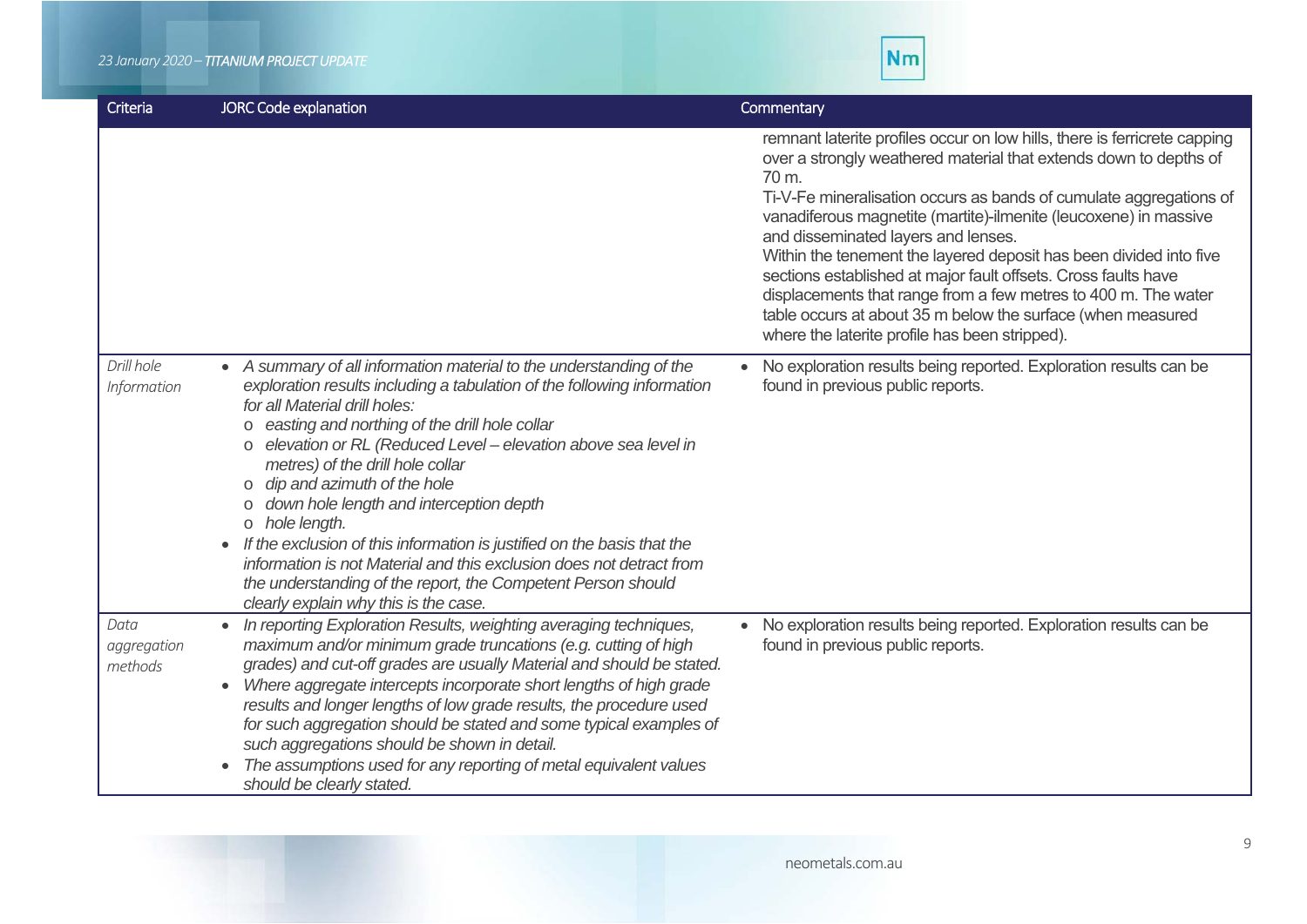| Criteria | JORC Code explanation | Commentary |
|---|---|---|
| | | remnant laterite profiles occur on low hills, there is ferricrete capping over a strongly weathered material that extends down to depths of 70 m.<br>Ti-V-Fe mineralisation occurs as bands of cumulate aggregations of vanadiferous magnetite (martite)-ilmenite (leucoxene) in massive and disseminated layers and lenses.<br>Within the tenement the layered deposit has been divided into five sections established at major fault offsets. Cross faults have displacements that range from a few metres to 400 m. The water table occurs at about 35 m below the surface (when measured where the laterite profile has been stripped). |
| *Drill hole Information* | • *A summary of all information material to the understanding of the exploration results including a tabulation of the following information for all Material drill holes:*<br>o *easting and northing of the drill hole collar*<br>o *elevation or RL (Reduced Level – elevation above sea level in metres) of the drill hole collar*<br>o *dip and azimuth of the hole*<br>o *down hole length and interception depth*<br>o *hole length.*<br>• *If the exclusion of this information is justified on the basis that the information is not Material and this exclusion does not detract from the understanding of the report, the Competent Person should clearly explain why this is the case.* | • No exploration results being reported. Exploration results can be found in previous public reports. |
| *Data aggregation methods* | • *In reporting Exploration Results, weighting averaging techniques, maximum and/or minimum grade truncations (e.g. cutting of high grades) and cut-off grades are usually Material and should be stated.*<br>• *Where aggregate intercepts incorporate short lengths of high grade results and longer lengths of low grade results, the procedure used for such aggregation should be stated and some typical examples of such aggregations should be shown in detail.*<br>• *The assumptions used for any reporting of metal equivalent values should be clearly stated.* | • No exploration results being reported. Exploration results can be found in previous public reports. |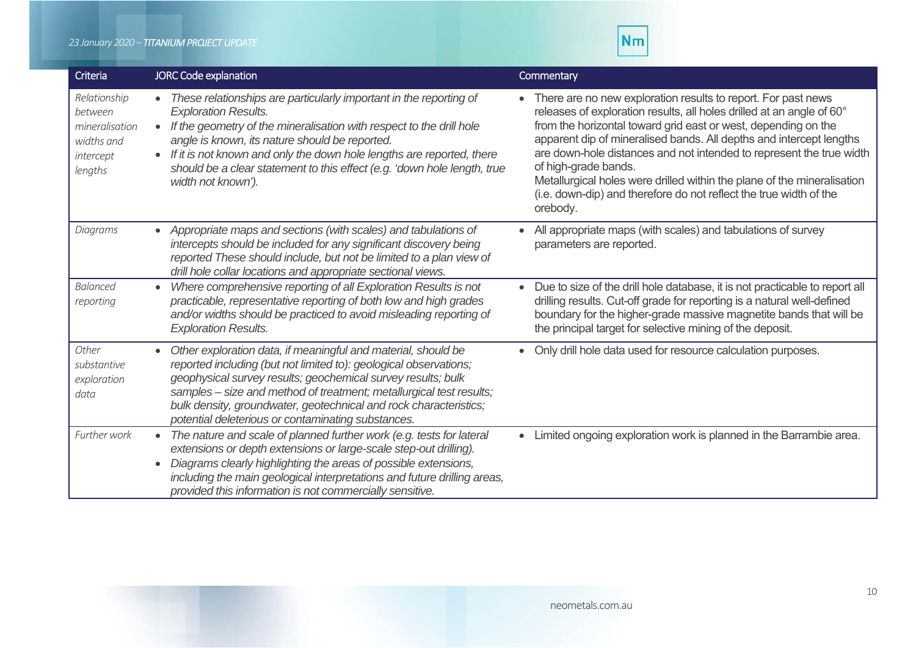| Criteria | JORC Code explanation | Commentary |
|---|---|---|
| *Relationship between mineralisation widths and intercept lengths* | • *These relationships are particularly important in the reporting of Exploration Results.*<br>• *If the geometry of the mineralisation with respect to the drill hole angle is known, its nature should be reported.*<br>• *If it is not known and only the down hole lengths are reported, there should be a clear statement to this effect (e.g. 'down hole length, true width not known').* | • There are no new exploration results to report. For past news releases of exploration results, all holes drilled at an angle of 60° from the horizontal toward grid east or west, depending on the apparent dip of mineralised bands. All depths and intercept lengths are down-hole distances and not intended to represent the true width of high-grade bands.<br>Metallurgical holes were drilled within the plane of the mineralisation (i.e. down-dip) and therefore do not reflect the true width of the orebody. |
| *Diagrams* | • *Appropriate maps and sections (with scales) and tabulations of intercepts should be included for any significant discovery being reported These should include, but not be limited to a plan view of drill hole collar locations and appropriate sectional views.* | • All appropriate maps (with scales) and tabulations of survey parameters are reported. |
| *Balanced reporting* | • *Where comprehensive reporting of all Exploration Results is not practicable, representative reporting of both low and high grades and/or widths should be practiced to avoid misleading reporting of Exploration Results.* | • Due to size of the drill hole database, it is not practicable to report all drilling results. Cut-off grade for reporting is a natural well-defined boundary for the higher-grade massive magnetite bands that will be the principal target for selective mining of the deposit. |
| *Other substantive exploration data* | • *Other exploration data, if meaningful and material, should be reported including (but not limited to): geological observations; geophysical survey results; geochemical survey results; bulk samples – size and method of treatment; metallurgical test results; bulk density, groundwater, geotechnical and rock characteristics; potential deleterious or contaminating substances.* | • Only drill hole data used for resource calculation purposes. |
| *Further work* | • *The nature and scale of planned further work (e.g. tests for lateral extensions or depth extensions or large-scale step-out drilling).*<br>• *Diagrams clearly highlighting the areas of possible extensions, including the main geological interpretations and future drilling areas, provided this information is not commercially sensitive.* | • Limited ongoing exploration work is planned in the Barrambie area. |